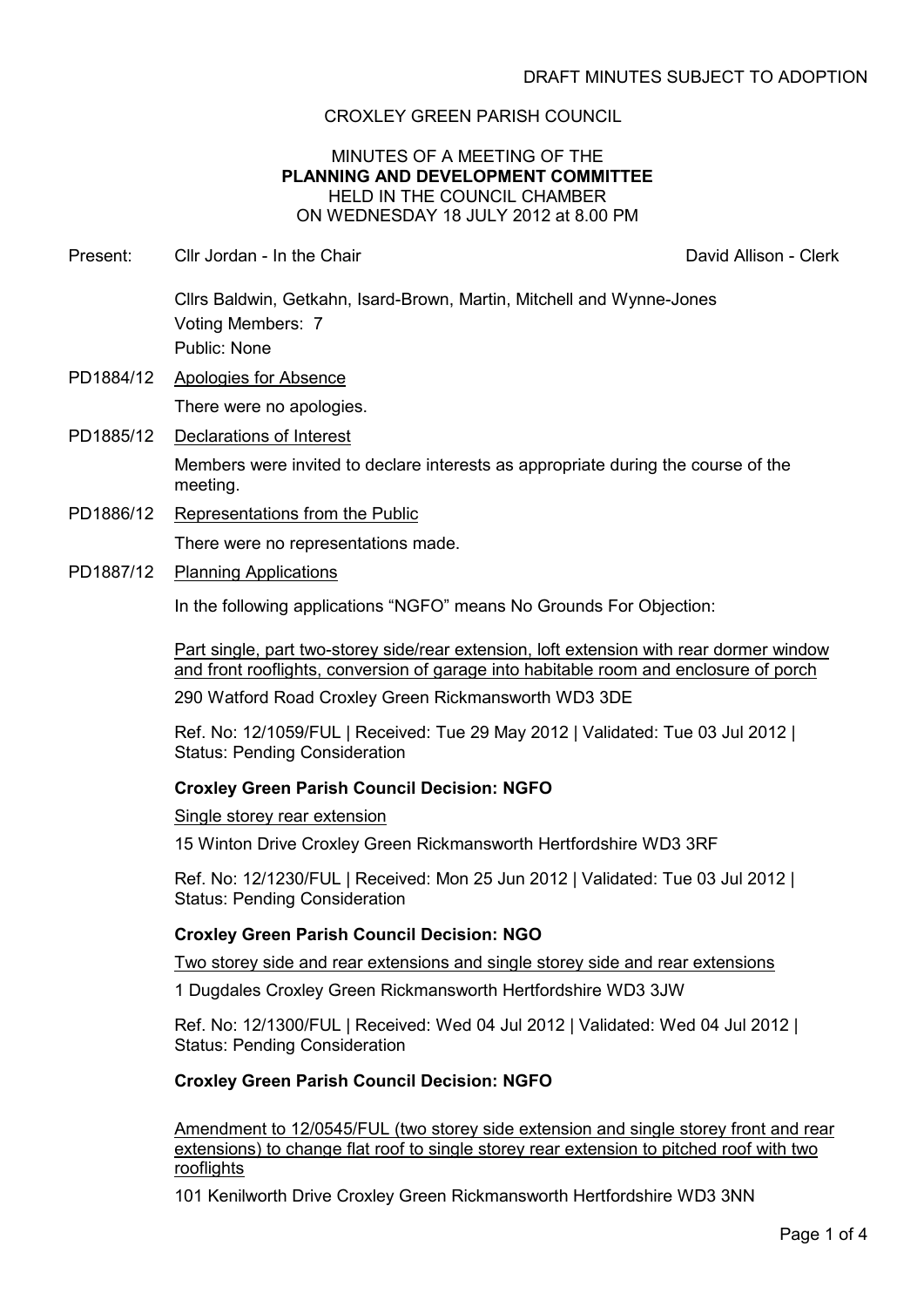DRAFT MINUTES SUBJECT TO ADOPTION

CROXLEY GREEN PARISH COUNCIL

MINUTES OF A MEETING OF THE
**PLANNING AND DEVELOPMENT COMMITTEE**
HELD IN THE COUNCIL CHAMBER
ON WEDNESDAY 18 JULY 2012 at 8.00 PM

Present: Cllr Jordan - In the Chair — David Allison - Clerk

Cllrs Baldwin, Getkahn, Isard-Brown, Martin, Mitchell and Wynne-Jones
Voting Members: 7
Public: None

PD1884/12 Apologies for Absence

There were no apologies.

PD1885/12 Declarations of Interest

Members were invited to declare interests as appropriate during the course of the meeting.

PD1886/12 Representations from the Public

There were no representations made.

PD1887/12 Planning Applications

In the following applications "NGFO" means No Grounds For Objection:

Part single, part two-storey side/rear extension, loft extension with rear dormer window and front rooflights, conversion of garage into habitable room and enclosure of porch

290 Watford Road Croxley Green Rickmansworth WD3 3DE

Ref. No: 12/1059/FUL | Received: Tue 29 May 2012 | Validated: Tue 03 Jul 2012 | Status: Pending Consideration

**Croxley Green Parish Council Decision: NGFO**

Single storey rear extension

15 Winton Drive Croxley Green Rickmansworth Hertfordshire WD3 3RF

Ref. No: 12/1230/FUL | Received: Mon 25 Jun 2012 | Validated: Tue 03 Jul 2012 | Status: Pending Consideration

**Croxley Green Parish Council Decision: NGO**

Two storey side and rear extensions and single storey side and rear extensions

1 Dugdales Croxley Green Rickmansworth Hertfordshire WD3 3JW

Ref. No: 12/1300/FUL | Received: Wed 04 Jul 2012 | Validated: Wed 04 Jul 2012 | Status: Pending Consideration

**Croxley Green Parish Council Decision: NGFO**

Amendment to 12/0545/FUL (two storey side extension and single storey front and rear extensions) to change flat roof to single storey rear extension to pitched roof with two rooflights

101 Kenilworth Drive Croxley Green Rickmansworth Hertfordshire WD3 3NN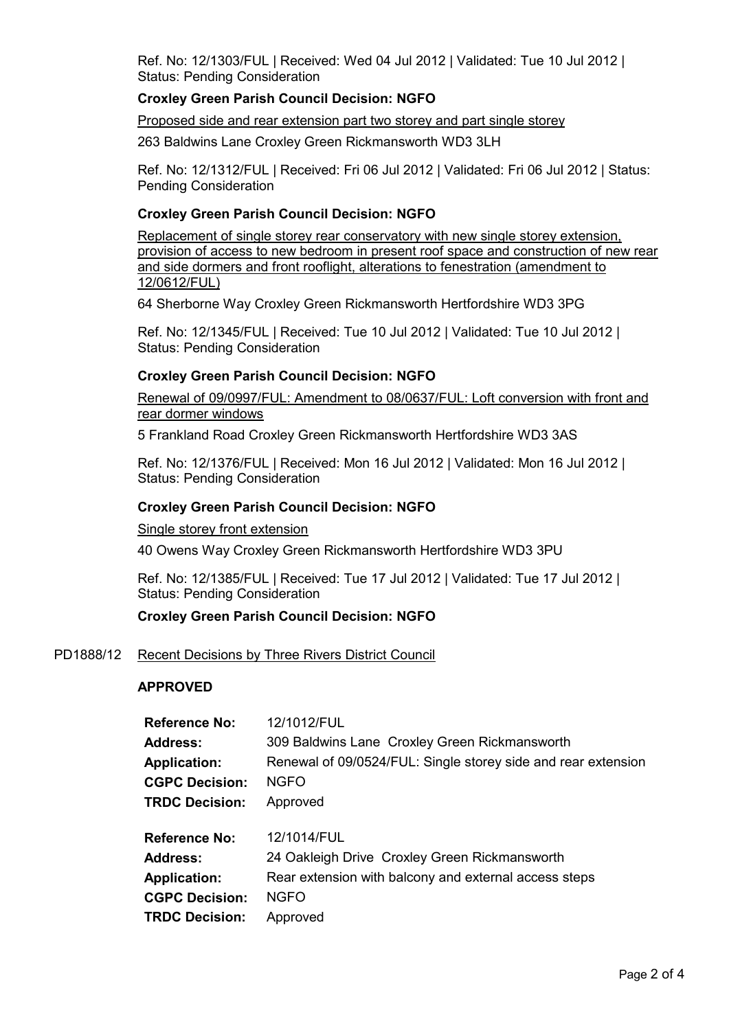Ref. No: 12/1303/FUL | Received: Wed 04 Jul 2012 | Validated: Tue 10 Jul 2012 | Status: Pending Consideration

**Croxley Green Parish Council Decision: NGFO**

Proposed side and rear extension part two storey and part single storey

263 Baldwins Lane Croxley Green Rickmansworth WD3 3LH

Ref. No: 12/1312/FUL | Received: Fri 06 Jul 2012 | Validated: Fri 06 Jul 2012 | Status: Pending Consideration

**Croxley Green Parish Council Decision: NGFO**

Replacement of single storey rear conservatory with new single storey extension, provision of access to new bedroom in present roof space and construction of new rear and side dormers and front rooflight, alterations to fenestration (amendment to 12/0612/FUL)

64 Sherborne Way Croxley Green Rickmansworth Hertfordshire WD3 3PG

Ref. No: 12/1345/FUL | Received: Tue 10 Jul 2012 | Validated: Tue 10 Jul 2012 | Status: Pending Consideration

**Croxley Green Parish Council Decision: NGFO**

Renewal of 09/0997/FUL: Amendment to 08/0637/FUL: Loft conversion with front and rear dormer windows

5 Frankland Road Croxley Green Rickmansworth Hertfordshire WD3 3AS

Ref. No: 12/1376/FUL | Received: Mon 16 Jul 2012 | Validated: Mon 16 Jul 2012 | Status: Pending Consideration

**Croxley Green Parish Council Decision: NGFO**

Single storey front extension

40 Owens Way Croxley Green Rickmansworth Hertfordshire WD3 3PU

Ref. No: 12/1385/FUL | Received: Tue 17 Jul 2012 | Validated: Tue 17 Jul 2012 | Status: Pending Consideration

**Croxley Green Parish Council Decision: NGFO**

PD1888/12 Recent Decisions by Three Rivers District Council

**APPROVED**

| | |
|---|---|
| **Reference No:** | 12/1012/FUL |
| **Address:** | 309 Baldwins Lane Croxley Green Rickmansworth |
| **Application:** | Renewal of 09/0524/FUL: Single storey side and rear extension |
| **CGPC Decision:** | NGFO |
| **TRDC Decision:** | Approved |

| | |
|---|---|
| **Reference No:** | 12/1014/FUL |
| **Address:** | 24 Oakleigh Drive Croxley Green Rickmansworth |
| **Application:** | Rear extension with balcony and external access steps |
| **CGPC Decision:** | NGFO |
| **TRDC Decision:** | Approved |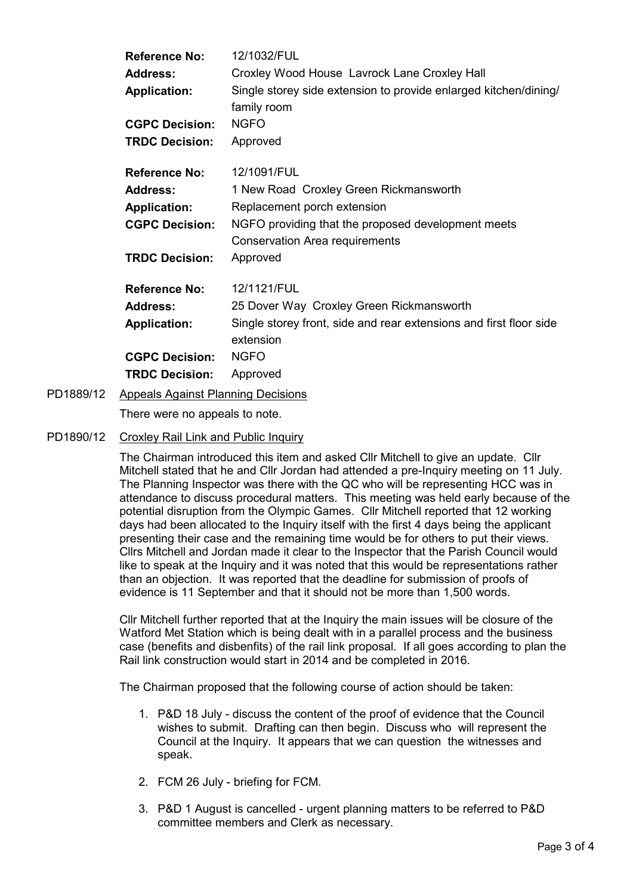| | |
|---|---|
| **Reference No:** | 12/1032/FUL |
| **Address:** | Croxley Wood House Lavrock Lane Croxley Hall |
| **Application:** | Single storey side extension to provide enlarged kitchen/dining/ family room |
| **CGPC Decision:** | NGFO |
| **TRDC Decision:** | Approved |

| | |
|---|---|
| **Reference No:** | 12/1091/FUL |
| **Address:** | 1 New Road Croxley Green Rickmansworth |
| **Application:** | Replacement porch extension |
| **CGPC Decision:** | NGFO providing that the proposed development meets Conservation Area requirements |
| **TRDC Decision:** | Approved |

| | |
|---|---|
| **Reference No:** | 12/1121/FUL |
| **Address:** | 25 Dover Way Croxley Green Rickmansworth |
| **Application:** | Single storey front, side and rear extensions and first floor side extension |
| **CGPC Decision:** | NGFO |
| **TRDC Decision:** | Approved |

PD1889/12 Appeals Against Planning Decisions

There were no appeals to note.

PD1890/12 Croxley Rail Link and Public Inquiry

The Chairman introduced this item and asked Cllr Mitchell to give an update. Cllr Mitchell stated that he and Cllr Jordan had attended a pre-Inquiry meeting on 11 July. The Planning Inspector was there with the QC who will be representing HCC was in attendance to discuss procedural matters. This meeting was held early because of the potential disruption from the Olympic Games. Cllr Mitchell reported that 12 working days had been allocated to the Inquiry itself with the first 4 days being the applicant presenting their case and the remaining time would be for others to put their views. Cllrs Mitchell and Jordan made it clear to the Inspector that the Parish Council would like to speak at the Inquiry and it was noted that this would be representations rather than an objection. It was reported that the deadline for submission of proofs of evidence is 11 September and that it should not be more than 1,500 words.

Cllr Mitchell further reported that at the Inquiry the main issues will be closure of the Watford Met Station which is being dealt with in a parallel process and the business case (benefits and disbenfits) of the rail link proposal. If all goes according to plan the Rail link construction would start in 2014 and be completed in 2016.

The Chairman proposed that the following course of action should be taken:

1. P&D 18 July - discuss the content of the proof of evidence that the Council wishes to submit. Drafting can then begin. Discuss who will represent the Council at the Inquiry. It appears that we can question the witnesses and speak.

2. FCM 26 July - briefing for FCM.

3. P&D 1 August is cancelled - urgent planning matters to be referred to P&D committee members and Clerk as necessary.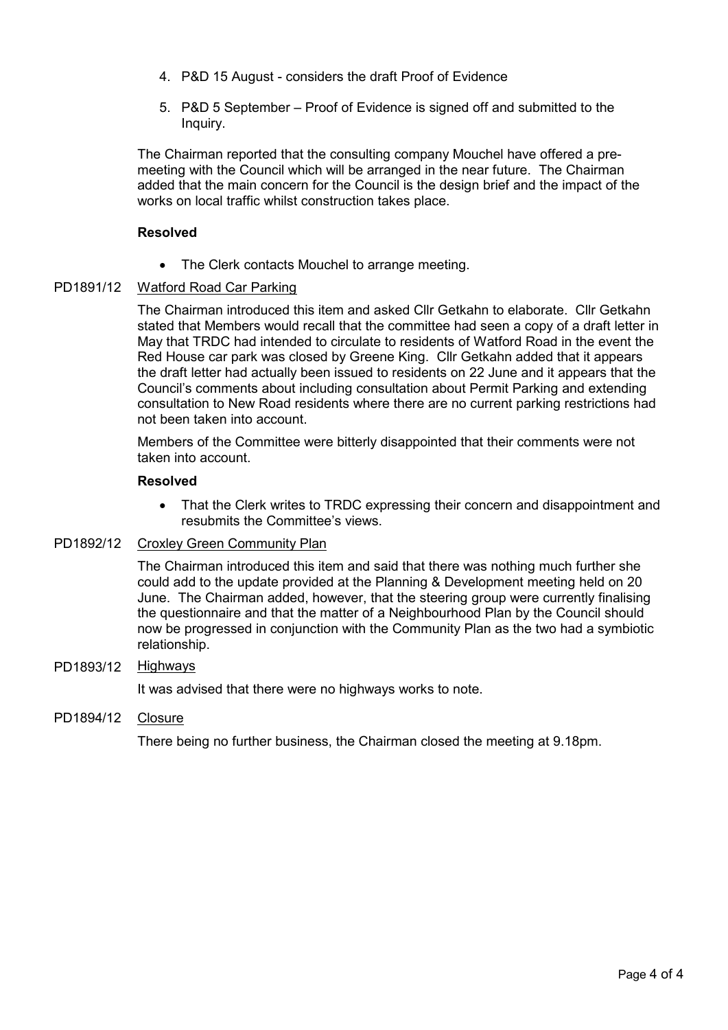4. P&D 15 August - considers the draft Proof of Evidence
5. P&D 5 September – Proof of Evidence is signed off and submitted to the Inquiry.

The Chairman reported that the consulting company Mouchel have offered a pre-meeting with the Council which will be arranged in the near future. The Chairman added that the main concern for the Council is the design brief and the impact of the works on local traffic whilst construction takes place.

**Resolved**

- The Clerk contacts Mouchel to arrange meeting.

PD1891/12 Watford Road Car Parking

The Chairman introduced this item and asked Cllr Getkahn to elaborate. Cllr Getkahn stated that Members would recall that the committee had seen a copy of a draft letter in May that TRDC had intended to circulate to residents of Watford Road in the event the Red House car park was closed by Greene King. Cllr Getkahn added that it appears the draft letter had actually been issued to residents on 22 June and it appears that the Council's comments about including consultation about Permit Parking and extending consultation to New Road residents where there are no current parking restrictions had not been taken into account.

Members of the Committee were bitterly disappointed that their comments were not taken into account.

**Resolved**

- That the Clerk writes to TRDC expressing their concern and disappointment and resubmits the Committee's views.

PD1892/12 Croxley Green Community Plan

The Chairman introduced this item and said that there was nothing much further she could add to the update provided at the Planning & Development meeting held on 20 June. The Chairman added, however, that the steering group were currently finalising the questionnaire and that the matter of a Neighbourhood Plan by the Council should now be progressed in conjunction with the Community Plan as the two had a symbiotic relationship.

PD1893/12 Highways

It was advised that there were no highways works to note.

PD1894/12 Closure

There being no further business, the Chairman closed the meeting at 9.18pm.